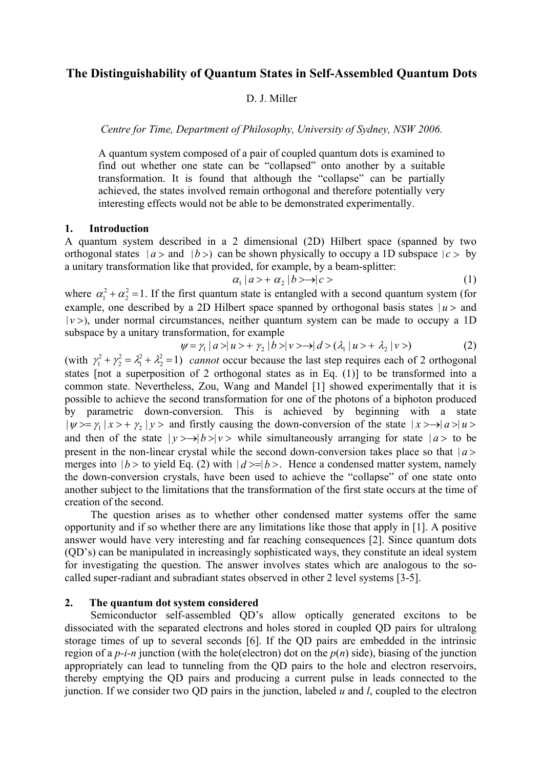# The Distinguishability of Quantum States in Self-Assembled Quantum Dots

D. J. Miller

*Centre for Time, Department of Philosophy, University of Sydney, NSW 2006.*

A quantum system composed of a pair of coupled quantum dots is examined to find out whether one state can be "collapsed" onto another by a suitable transformation. It is found that although the "collapse" can be partially achieved, the states involved remain orthogonal and therefore potentially very interesting effects would not be able to be demonstrated experimentally.

## 1. Introduction

A quantum system described in a 2 dimensional (2D) Hilbert space (spanned by two orthogonal states $|a>$ and $|b>$) can be shown physically to occupy a 1D subspace $|c>$ by a unitary transformation like that provided, for example, by a beam-splitter:

$$\alpha_1 |a> + \alpha_2 |b> \to |c> \tag{1}$$

where $\alpha_1^2 + \alpha_2^2 = 1$. If the first quantum state is entangled with a second quantum system (for example, one described by a 2D Hilbert space spanned by orthogonal basis states $|u>$ and $|v>$), under normal circumstances, neither quantum system can be made to occupy a 1D subspace by a unitary transformation, for example

$$\psi = \gamma_1 |a>|u> + \gamma_2 |b>|v> \to |d> (\lambda_1 |u> + \lambda_2 |v>) \tag{2}$$

(with $\gamma_1^2 + \gamma_2^2 = \lambda_1^2 + \lambda_2^2 = 1$) *cannot* occur because the last step requires each of 2 orthogonal states [not a superposition of 2 orthogonal states as in Eq. (1)] to be transformed into a common state. Nevertheless, Zou, Wang and Mandel [1] showed experimentally that it is possible to achieve the second transformation for one of the photons of a biphoton produced by parametric down-conversion. This is achieved by beginning with a state $|\psi> = \gamma_1 |x> + \gamma_2 |y>$ and firstly causing the down-conversion of the state $|x> \to |a>|u>$ and then of the state $|y> \to |b>|v>$ while simultaneously arranging for state $|a>$ to be present in the non-linear crystal while the second down-conversion takes place so that $|a>$ merges into $|b>$ to yield Eq. (2) with $|d> = |b>$. Hence a condensed matter system, namely the down-conversion crystals, have been used to achieve the "collapse" of one state onto another subject to the limitations that the transformation of the first state occurs at the time of creation of the second.

The question arises as to whether other condensed matter systems offer the same opportunity and if so whether there are any limitations like those that apply in [1]. A positive answer would have very interesting and far reaching consequences [2]. Since quantum dots (QD's) can be manipulated in increasingly sophisticated ways, they constitute an ideal system for investigating the question. The answer involves states which are analogous to the so-called super-radiant and subradiant states observed in other 2 level systems [3-5].

## 2. The quantum dot system considered

Semiconductor self-assembled QD's allow optically generated excitons to be dissociated with the separated electrons and holes stored in coupled QD pairs for ultralong storage times of up to several seconds [6]. If the QD pairs are embedded in the intrinsic region of a *p-i-n* junction (with the hole(electron) dot on the *p*(*n*) side), biasing of the junction appropriately can lead to tunneling from the QD pairs to the hole and electron reservoirs, thereby emptying the QD pairs and producing a current pulse in leads connected to the junction. If we consider two QD pairs in the junction, labeled *u* and *l*, coupled to the electron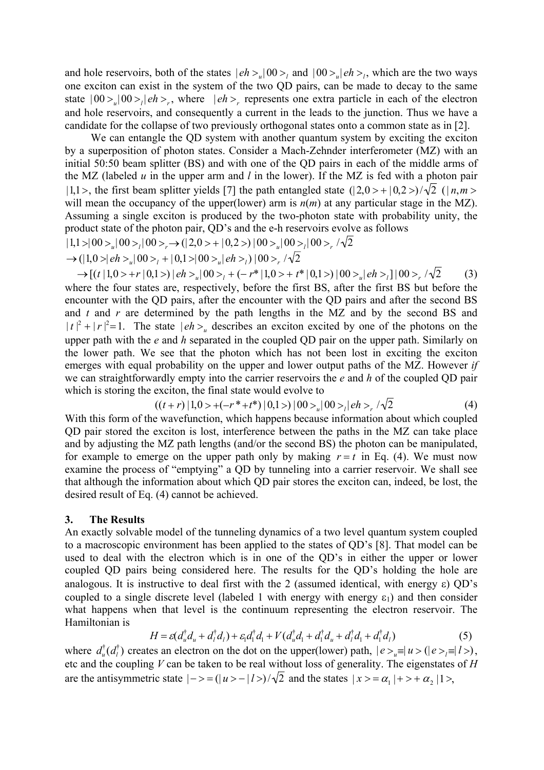and hole reservoirs, both of the states $|eh>_u|00>_l$ and $|00>_u|eh>_l$, which are the two ways one exciton can exist in the system of the two QD pairs, can be made to decay to the same state $|00>_u|00>_l|eh>_r$, where $|eh>_r$ represents one extra particle in each of the electron and hole reservoirs, and consequently a current in the leads to the junction. Thus we have a candidate for the collapse of two previously orthogonal states onto a common state as in [2].

We can entangle the QD system with another quantum system by exciting the exciton by a superposition of photon states. Consider a Mach-Zehnder interferometer (MZ) with an initial 50:50 beam splitter (BS) and with one of the QD pairs in each of the middle arms of the MZ (labeled *u* in the upper arm and *l* in the lower). If the MZ is fed with a photon pair $|1,1>$, the first beam splitter yields [7] the path entangled state $(|2,0>+|0,2>)/\sqrt{2}$ ($|n,m>$ will mean the occupancy of the upper(lower) arm is *n*(*m*) at any particular stage in the MZ). Assuming a single exciton is produced by the two-photon state with probability unity, the product state of the photon pair, QD's and the e-h reservoirs evolve as follows

$$|1,1>|00>_u|00>_l|00>_r \rightarrow (|2,0>+|0,2>)\,|00>_u|00>_l|00>_r/\sqrt{2}$$

$$\rightarrow (|1,0>|eh>_u|00>_l + |0,1>|00>_u|eh>_l)\,|00>_r/\sqrt{2}$$

$$\rightarrow [(t\,|1,0>+r\,|0,1>)\,|eh>_u|00>_l + (-r^*|1,0>+t^*|0,1>)\,|00>_u|eh>_l]\,|00>_r/\sqrt{2} \qquad (3)$$

where the four states are, respectively, before the first BS, after the first BS but before the encounter with the QD pairs, after the encounter with the QD pairs and after the second BS and *t* and *r* are determined by the path lengths in the MZ and by the second BS and $|t|^2+|r|^2=1$. The state $|eh>_u$ describes an exciton excited by one of the photons on the upper path with the *e* and *h* separated in the coupled QD pair on the upper path. Similarly on the lower path. We see that the photon which has not been lost in exciting the exciton emerges with equal probability on the upper and lower output paths of the MZ. However *if* we can straightforwardly empty into the carrier reservoirs the *e* and *h* of the coupled QD pair which is storing the exciton, the final state would evolve to

$$((t+r)\,|1,0>+(-r^*+t^*)\,|0,1>)\,|00>_u|00>_l|eh>_r/\sqrt{2} \qquad (4)$$

With this form of the wavefunction, which happens because information about which coupled QD pair stored the exciton is lost, interference between the paths in the MZ can take place and by adjusting the MZ path lengths (and/or the second BS) the photon can be manipulated, for example to emerge on the upper path only by making $r=t$ in Eq. (4). We must now examine the process of "emptying" a QD by tunneling into a carrier reservoir. We shall see that although the information about which QD pair stores the exciton can, indeed, be lost, the desired result of Eq. (4) cannot be achieved.

## 3. The Results

An exactly solvable model of the tunneling dynamics of a two level quantum system coupled to a macroscopic environment has been applied to the states of QD's [8]. That model can be used to deal with the electron which is in one of the QD's in either the upper or lower coupled QD pairs being considered here. The results for the QD's holding the hole are analogous. It is instructive to deal first with the 2 (assumed identical, with energy ε) QD's coupled to a single discrete level (labeled 1 with energy with energy $\varepsilon_1$) and then consider what happens when that level is the continuum representing the electron reservoir. The Hamiltonian is

$$H=\varepsilon(d_u^\dagger d_u + d_l^\dagger d_l)+\varepsilon_1 d_1^\dagger d_1 + V(d_u^\dagger d_1 + d_1^\dagger d_u + d_l^\dagger d_1 + d_1^\dagger d_l) \qquad (5)$$

where $d_u^\dagger(d_l^\dagger)$ creates an electron on the dot on the upper(lower) path, $|e>_u \equiv |u>$ ($|e>_l \equiv |l>$), etc and the coupling *V* can be taken to be real without loss of generality. The eigenstates of *H* are the antisymmetric state $|->=(|u>-|l>)/\sqrt{2}$ and the states $|x>=\alpha_1|+>+\alpha_2|1>$,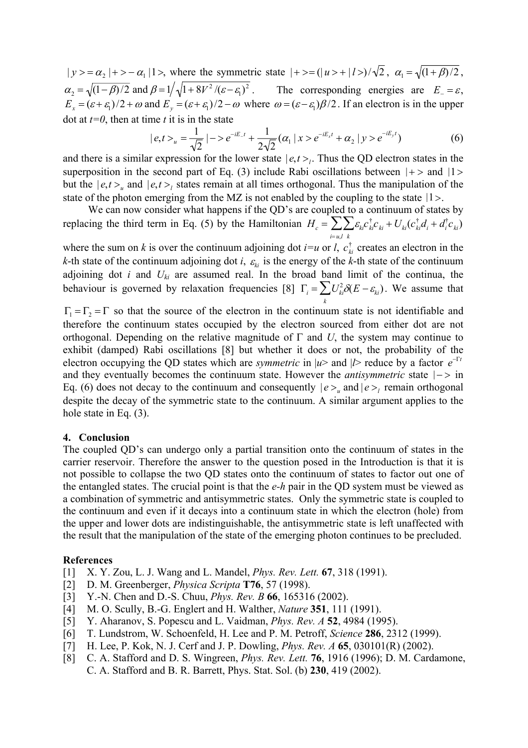$|y> = \alpha_2 |+> - \alpha_1 |1>$, where the symmetric state $|+> = (|u> + |l>)/\sqrt{2}$, $\alpha_1 = \sqrt{(1+\beta)/2}$, $\alpha_2 = \sqrt{(1-\beta)/2}$ and $\beta = 1\Big/\sqrt{1+8V^2/(\varepsilon - \varepsilon_1)^2}$. The corresponding energies are $E_- = \varepsilon$, $E_x = (\varepsilon + \varepsilon_1)/2 + \omega$ and $E_y = (\varepsilon + \varepsilon_1)/2 - \omega$ where $\omega = (\varepsilon - \varepsilon_1)\beta/2$. If an electron is in the upper dot at *t=0*, then at time *t* it is in the state

$$|e,t>_u = \frac{1}{\sqrt{2}}|-> e^{-iE_- t} + \frac{1}{2\sqrt{2}}(\alpha_1 |x> e^{-iE_x t} + \alpha_2 |y> e^{-iE_y t}) \tag{6}$$

and there is a similar expression for the lower state $|e,t>_l$. Thus the QD electron states in the superposition in the second part of Eq. (3) include Rabi oscillations between $|+>$ and $|1>$ but the $|e,t>_u$ and $|e,t>_l$ states remain at all times orthogonal. Thus the manipulation of the state of the photon emerging from the MZ is not enabled by the coupling to the state $|1>$.

We can now consider what happens if the QD's are coupled to a continuum of states by replacing the third term in Eq. (5) by the Hamiltonian $H_c = \sum_{i=u,l}\sum_k \varepsilon_{ki} c_{ki}^\dagger c_{ki} + U_{ki}(c_{ki}^\dagger d_i + d_i^\dagger c_{ki})$ where the sum on *k* is over the continuum adjoining dot *i=u* or *l*, $c_{ki}^\dagger$ creates an electron in the *k*-th state of the continuum adjoining dot *i*, $\varepsilon_{ki}$ is the energy of the *k*-th state of the continuum adjoining dot *i* and $U_{ki}$ are assumed real. In the broad band limit of the continua, the behaviour is governed by relaxation frequencies [8] $\Gamma_i = \sum_k U_{ki}^2 \delta(E - \varepsilon_{ki})$. We assume that $\Gamma_1 = \Gamma_2 = \Gamma$ so that the source of the electron in the continuum state is not identifiable and therefore the continuum states occupied by the electron sourced from either dot are not orthogonal. Depending on the relative magnitude of $\Gamma$ and *U*, the system may continue to exhibit (damped) Rabi oscillations [8] but whether it does or not, the probability of the electron occupying the QD states which are *symmetric* in $|u>$ and $|l>$ reduce by a factor $e^{-\Gamma t}$ and they eventually becomes the continuum state. However the *antisymmetric* state $|->$ in Eq. (6) does not decay to the continuum and consequently $|e>_u$ and $|e>_l$ remain orthogonal despite the decay of the symmetric state to the continuum. A similar argument applies to the hole state in Eq. (3).

## 4. Conclusion

The coupled QD's can undergo only a partial transition onto the continuum of states in the carrier reservoir. Therefore the answer to the question posed in the Introduction is that it is not possible to collapse the two QD states onto the continuum of states to factor out one of the entangled states. The crucial point is that the *e-h* pair in the QD system must be viewed as a combination of symmetric and antisymmetric states. Only the symmetric state is coupled to the continuum and even if it decays into a continuum state in which the electron (hole) from the upper and lower dots are indistinguishable, the antisymmetric state is left unaffected with the result that the manipulation of the state of the emerging photon continues to be precluded.

## References

[1] X. Y. Zou, L. J. Wang and L. Mandel, *Phys. Rev. Lett.* **67**, 318 (1991).
[2] D. M. Greenberger, *Physica Scripta* **T76**, 57 (1998).
[3] Y.-N. Chen and D.-S. Chuu, *Phys. Rev. B* **66**, 165316 (2002).
[4] M. O. Scully, B.-G. Englert and H. Walther, *Nature* **351**, 111 (1991).
[5] Y. Aharanov, S. Popescu and L. Vaidman, *Phys. Rev. A* **52**, 4984 (1995).
[6] T. Lundstrom, W. Schoenfeld, H. Lee and P. M. Petroff, *Science* **286**, 2312 (1999).
[7] H. Lee, P. Kok, N. J. Cerf and J. P. Dowling, *Phys. Rev. A* **65**, 030101(R) (2002).
[8] C. A. Stafford and D. S. Wingreen, *Phys. Rev. Lett.* **76**, 1916 (1996); D. M. Cardamone, C. A. Stafford and B. R. Barrett, Phys. Stat. Sol. (b) **230**, 419 (2002).